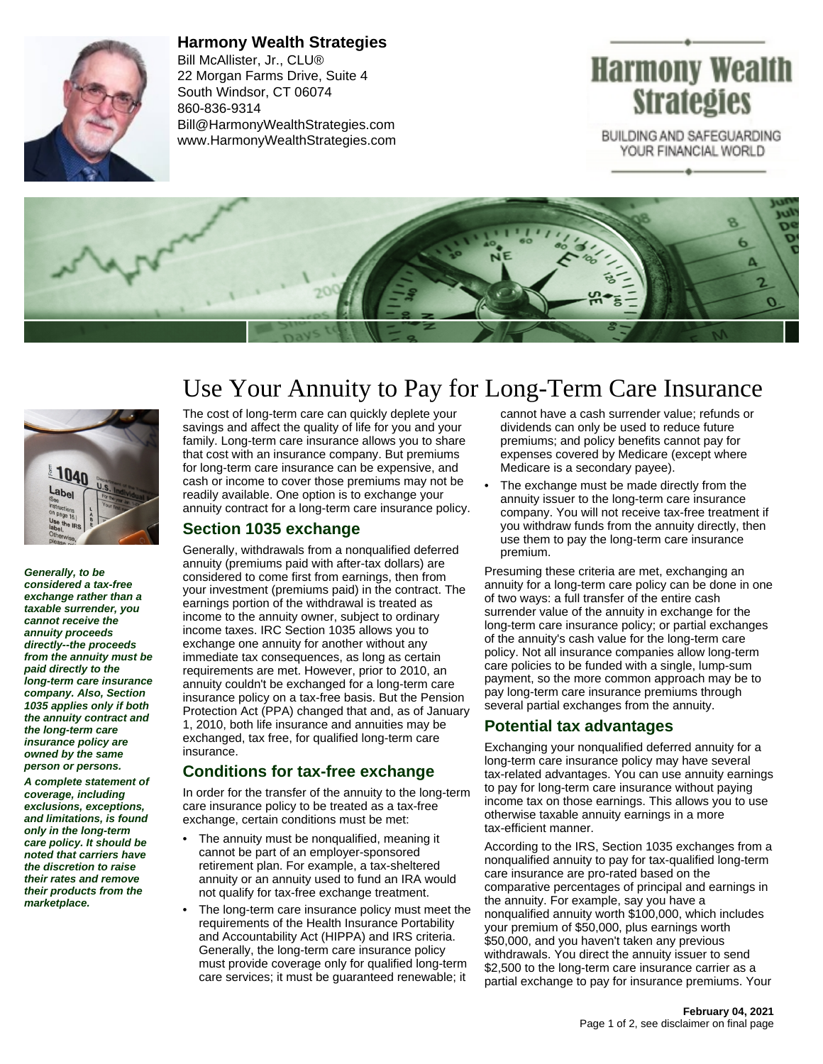**Harmony Wealth Strategies**
Bill McAllister, Jr., CLU®
22 Morgan Farms Drive, Suite 4
South Windsor, CT 06074
860-836-9314
Bill@HarmonyWealthStrategies.com
www.HarmonyWealthStrategies.com

# Use Your Annuity to Pay for Long-Term Care Insurance

***Generally, to be considered a tax-free exchange rather than a taxable surrender, you cannot receive the annuity proceeds directly--the proceeds from the annuity must be paid directly to the long-term care insurance company. Also, Section 1035 applies only if both the annuity contract and the long-term care insurance policy are owned by the same person or persons.***

***A complete statement of coverage, including exclusions, exceptions, and limitations, is found only in the long-term care policy. It should be noted that carriers have the discretion to raise their rates and remove their products from the marketplace.***

The cost of long-term care can quickly deplete your savings and affect the quality of life for you and your family. Long-term care insurance allows you to share that cost with an insurance company. But premiums for long-term care insurance can be expensive, and cash or income to cover those premiums may not be readily available. One option is to exchange your annuity contract for a long-term care insurance policy.

## Section 1035 exchange

Generally, withdrawals from a nonqualified deferred annuity (premiums paid with after-tax dollars) are considered to come first from earnings, then from your investment (premiums paid) in the contract. The earnings portion of the withdrawal is treated as income to the annuity owner, subject to ordinary income taxes. IRC Section 1035 allows you to exchange one annuity for another without any immediate tax consequences, as long as certain requirements are met. However, prior to 2010, an annuity couldn't be exchanged for a long-term care insurance policy on a tax-free basis. But the Pension Protection Act (PPA) changed that and, as of January 1, 2010, both life insurance and annuities may be exchanged, tax free, for qualified long-term care insurance.

## Conditions for tax-free exchange

In order for the transfer of the annuity to the long-term care insurance policy to be treated as a tax-free exchange, certain conditions must be met:

- The annuity must be nonqualified, meaning it cannot be part of an employer-sponsored retirement plan. For example, a tax-sheltered annuity or an annuity used to fund an IRA would not qualify for tax-free exchange treatment.
- The long-term care insurance policy must meet the requirements of the Health Insurance Portability and Accountability Act (HIPPA) and IRS criteria. Generally, the long-term care insurance policy must provide coverage only for qualified long-term care services; it must be guaranteed renewable; it cannot have a cash surrender value; refunds or dividends can only be used to reduce future premiums; and policy benefits cannot pay for expenses covered by Medicare (except where Medicare is a secondary payee).
- The exchange must be made directly from the annuity issuer to the long-term care insurance company. You will not receive tax-free treatment if you withdraw funds from the annuity directly, then use them to pay the long-term care insurance premium.

Presuming these criteria are met, exchanging an annuity for a long-term care policy can be done in one of two ways: a full transfer of the entire cash surrender value of the annuity in exchange for the long-term care insurance policy; or partial exchanges of the annuity's cash value for the long-term care policy. Not all insurance companies allow long-term care policies to be funded with a single, lump-sum payment, so the more common approach may be to pay long-term care insurance premiums through several partial exchanges from the annuity.

## Potential tax advantages

Exchanging your nonqualified deferred annuity for a long-term care insurance policy may have several tax-related advantages. You can use annuity earnings to pay for long-term care insurance without paying income tax on those earnings. This allows you to use otherwise taxable annuity earnings in a more tax-efficient manner.

According to the IRS, Section 1035 exchanges from a nonqualified annuity to pay for tax-qualified long-term care insurance are pro-rated based on the comparative percentages of principal and earnings in the annuity. For example, say you have a nonqualified annuity worth $100,000, which includes your premium of $50,000, plus earnings worth $50,000, and you haven't taken any previous withdrawals. You direct the annuity issuer to send $2,500 to the long-term care insurance carrier as a partial exchange to pay for insurance premiums. Your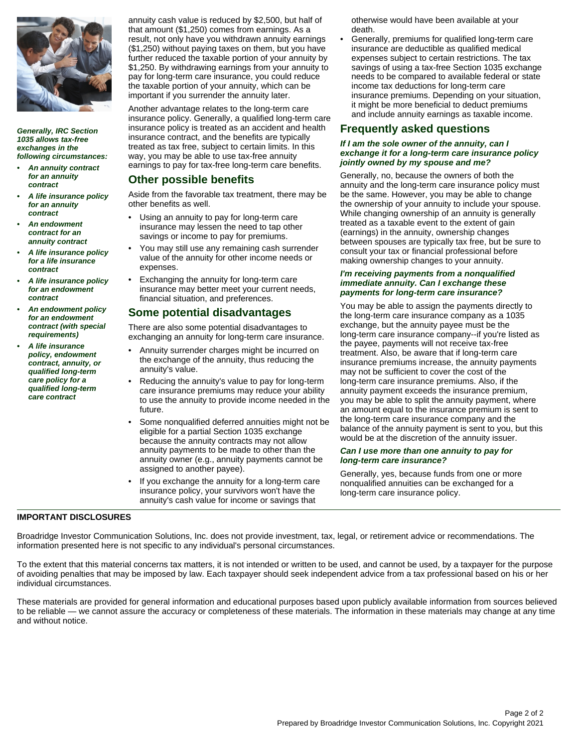***Generally, IRC Section 1035 allows tax-free exchanges in the following circumstances:***

- ***An annuity contract for an annuity contract***
- ***A life insurance policy for an annuity contract***
- ***An endowment contract for an annuity contract***
- ***A life insurance policy for a life insurance contract***
- ***A life insurance policy for an endowment contract***
- ***An endowment policy for an endowment contract (with special requirements)***
- ***A life insurance policy, endowment contract, annuity, or qualified long-term care policy for a qualified long-term care contract***

annuity cash value is reduced by $2,500, but half of that amount ($1,250) comes from earnings. As a result, not only have you withdrawn annuity earnings ($1,250) without paying taxes on them, but you have further reduced the taxable portion of your annuity by $1,250. By withdrawing earnings from your annuity to pay for long-term care insurance, you could reduce the taxable portion of your annuity, which can be important if you surrender the annuity later.

Another advantage relates to the long-term care insurance policy. Generally, a qualified long-term care insurance policy is treated as an accident and health insurance contract, and the benefits are typically treated as tax free, subject to certain limits. In this way, you may be able to use tax-free annuity earnings to pay for tax-free long-term care benefits.

## Other possible benefits

Aside from the favorable tax treatment, there may be other benefits as well.

- Using an annuity to pay for long-term care insurance may lessen the need to tap other savings or income to pay for premiums.
- You may still use any remaining cash surrender value of the annuity for other income needs or expenses.
- Exchanging the annuity for long-term care insurance may better meet your current needs, financial situation, and preferences.

## Some potential disadvantages

There are also some potential disadvantages to exchanging an annuity for long-term care insurance.

- Annuity surrender charges might be incurred on the exchange of the annuity, thus reducing the annuity's value.
- Reducing the annuity's value to pay for long-term care insurance premiums may reduce your ability to use the annuity to provide income needed in the future.
- Some nonqualified deferred annuities might not be eligible for a partial Section 1035 exchange because the annuity contracts may not allow annuity payments to be made to other than the annuity owner (e.g., annuity payments cannot be assigned to another payee).
- If you exchange the annuity for a long-term care insurance policy, your survivors won't have the annuity's cash value for income or savings that otherwise would have been available at your death.
- Generally, premiums for qualified long-term care insurance are deductible as qualified medical expenses subject to certain restrictions. The tax savings of using a tax-free Section 1035 exchange needs to be compared to available federal or state income tax deductions for long-term care insurance premiums. Depending on your situation, it might be more beneficial to deduct premiums and include annuity earnings as taxable income.

## Frequently asked questions

***If I am the sole owner of the annuity, can I exchange it for a long-term care insurance policy jointly owned by my spouse and me?***

Generally, no, because the owners of both the annuity and the long-term care insurance policy must be the same. However, you may be able to change the ownership of your annuity to include your spouse. While changing ownership of an annuity is generally treated as a taxable event to the extent of gain (earnings) in the annuity, ownership changes between spouses are typically tax free, but be sure to consult your tax or financial professional before making ownership changes to your annuity.

***I'm receiving payments from a nonqualified immediate annuity. Can I exchange these payments for long-term care insurance?***

You may be able to assign the payments directly to the long-term care insurance company as a 1035 exchange, but the annuity payee must be the long-term care insurance company--if you're listed as the payee, payments will not receive tax-free treatment. Also, be aware that if long-term care insurance premiums increase, the annuity payments may not be sufficient to cover the cost of the long-term care insurance premiums. Also, if the annuity payment exceeds the insurance premium, you may be able to split the annuity payment, where an amount equal to the insurance premium is sent to the long-term care insurance company and the balance of the annuity payment is sent to you, but this would be at the discretion of the annuity issuer.

***Can I use more than one annuity to pay for long-term care insurance?***

Generally, yes, because funds from one or more nonqualified annuities can be exchanged for a long-term care insurance policy.

**IMPORTANT DISCLOSURES**

Broadridge Investor Communication Solutions, Inc. does not provide investment, tax, legal, or retirement advice or recommendations. The information presented here is not specific to any individual's personal circumstances.

To the extent that this material concerns tax matters, it is not intended or written to be used, and cannot be used, by a taxpayer for the purpose of avoiding penalties that may be imposed by law. Each taxpayer should seek independent advice from a tax professional based on his or her individual circumstances.

These materials are provided for general information and educational purposes based upon publicly available information from sources believed to be reliable — we cannot assure the accuracy or completeness of these materials. The information in these materials may change at any time and without notice.

Prepared by Broadridge Investor Communication Solutions, Inc. Copyright 2021